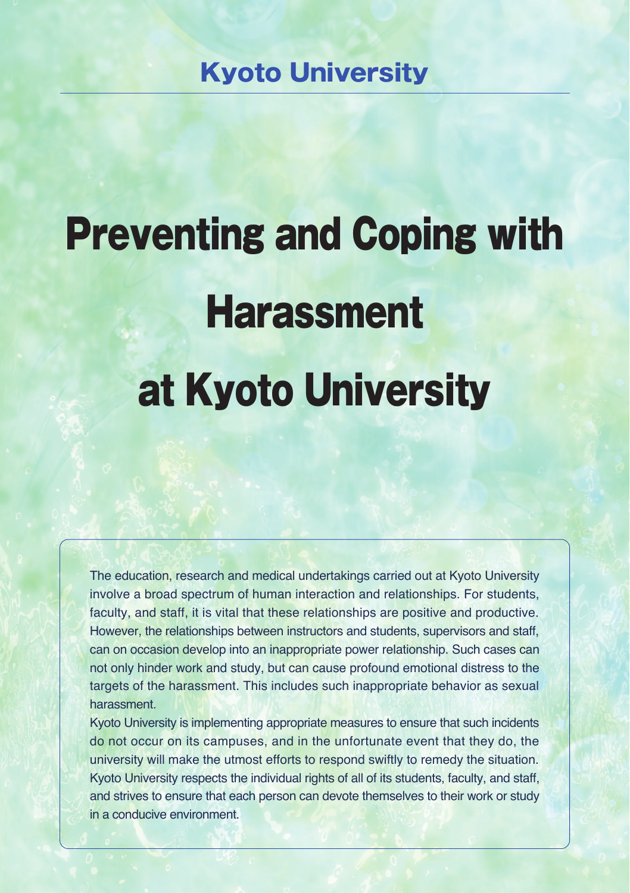Kyoto University

# Preventing and Coping with Harassment at Kyoto University

The education, research and medical undertakings carried out at Kyoto University involve a broad spectrum of human interaction and relationships. For students, faculty, and staff, it is vital that these relationships are positive and productive. However, the relationships between instructors and students, supervisors and staff, can on occasion develop into an inappropriate power relationship. Such cases can not only hinder work and study, but can cause profound emotional distress to the targets of the harassment. This includes such inappropriate behavior as sexual harassment.

Kyoto University is implementing appropriate measures to ensure that such incidents do not occur on its campuses, and in the unfortunate event that they do, the university will make the utmost efforts to respond swiftly to remedy the situation. Kyoto University respects the individual rights of all of its students, faculty, and staff, and strives to ensure that each person can devote themselves to their work or study in a conducive environment.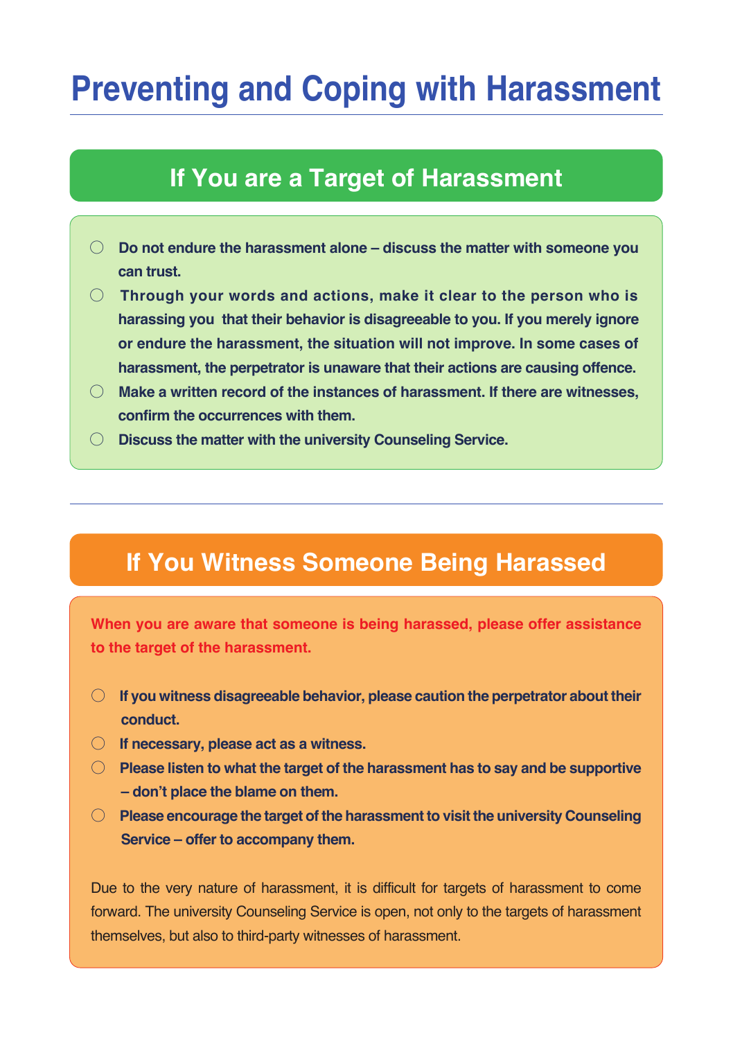# Preventing and Coping with Harassment

## If You are a Target of Harassment

- **Do not endure the harassment alone – discuss the matter with someone you can trust.**
- **Through your words and actions, make it clear to the person who is harassing you that their behavior is disagreeable to you. If you merely ignore or endure the harassment, the situation will not improve. In some cases of harassment, the perpetrator is unaware that their actions are causing offence.**
- **Make a written record of the instances of harassment. If there are witnesses, confirm the occurrences with them.**
- **Discuss the matter with the university Counseling Service.**

---

## If You Witness Someone Being Harassed

**When you are aware that someone is being harassed, please offer assistance to the target of the harassment.**

- **If you witness disagreeable behavior, please caution the perpetrator about their conduct.**
- **If necessary, please act as a witness.**
- **Please listen to what the target of the harassment has to say and be supportive – don't place the blame on them.**
- **Please encourage the target of the harassment to visit the university Counseling Service – offer to accompany them.**

Due to the very nature of harassment, it is difficult for targets of harassment to come forward. The university Counseling Service is open, not only to the targets of harassment themselves, but also to third-party witnesses of harassment.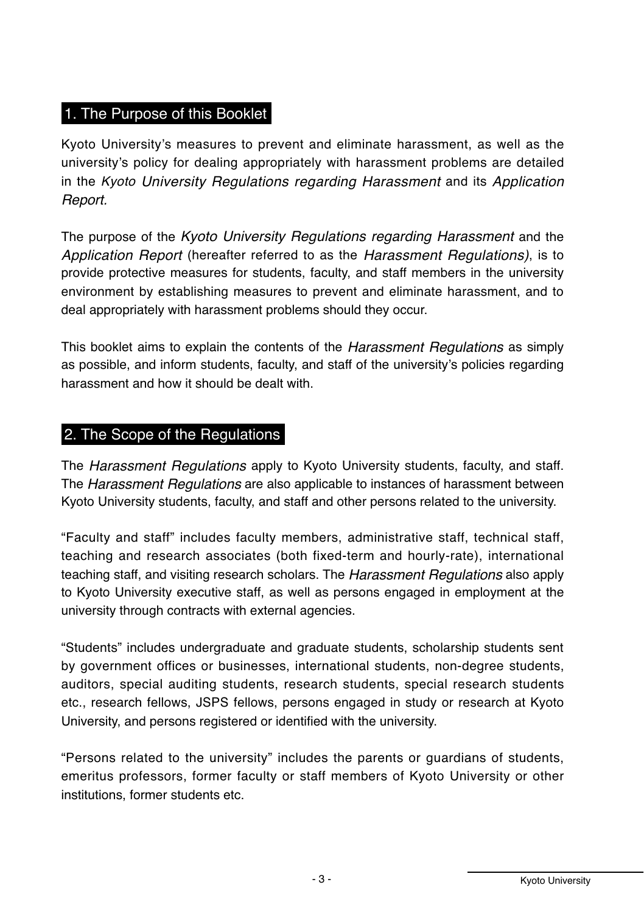## 1. The Purpose of this Booklet

Kyoto University's measures to prevent and eliminate harassment, as well as the university's policy for dealing appropriately with harassment problems are detailed in the *Kyoto University Regulations regarding Harassment* and its *Application Report*.

The purpose of the *Kyoto University Regulations regarding Harassment* and the *Application Report* (hereafter referred to as the *Harassment Regulations)*, is to provide protective measures for students, faculty, and staff members in the university environment by establishing measures to prevent and eliminate harassment, and to deal appropriately with harassment problems should they occur.

This booklet aims to explain the contents of the *Harassment Regulations* as simply as possible, and inform students, faculty, and staff of the university's policies regarding harassment and how it should be dealt with.

## 2. The Scope of the Regulations

The *Harassment Regulations* apply to Kyoto University students, faculty, and staff. The *Harassment Regulations* are also applicable to instances of harassment between Kyoto University students, faculty, and staff and other persons related to the university.

"Faculty and staff" includes faculty members, administrative staff, technical staff, teaching and research associates (both fixed-term and hourly-rate), international teaching staff, and visiting research scholars. The *Harassment Regulations* also apply to Kyoto University executive staff, as well as persons engaged in employment at the university through contracts with external agencies.

"Students" includes undergraduate and graduate students, scholarship students sent by government offices or businesses, international students, non-degree students, auditors, special auditing students, research students, special research students etc., research fellows, JSPS fellows, persons engaged in study or research at Kyoto University, and persons registered or identified with the university.

"Persons related to the university" includes the parents or guardians of students, emeritus professors, former faculty or staff members of Kyoto University or other institutions, former students etc.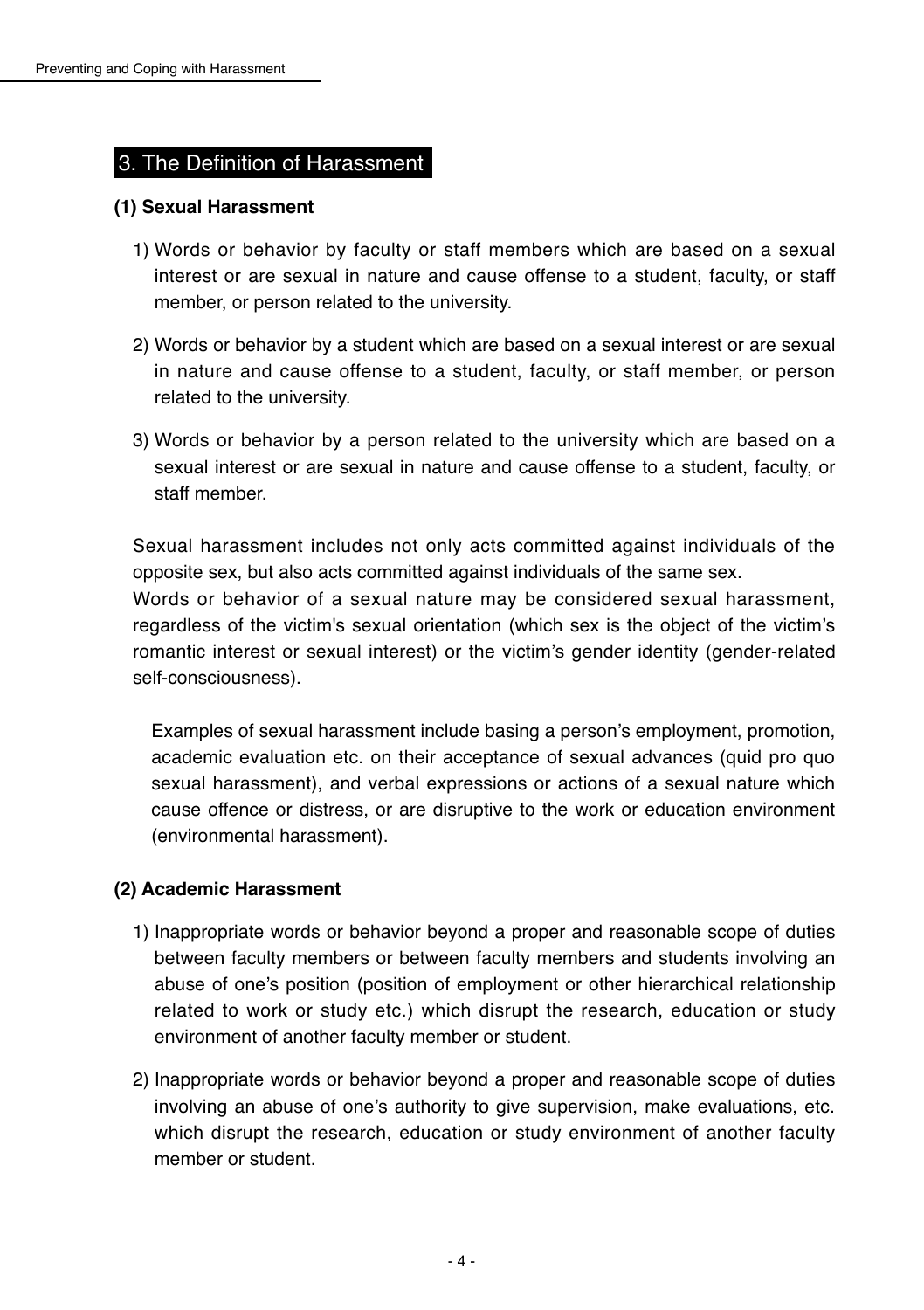## 3. The Definition of Harassment

### (1) Sexual Harassment

1) Words or behavior by faculty or staff members which are based on a sexual interest or are sexual in nature and cause offense to a student, faculty, or staff member, or person related to the university.

2) Words or behavior by a student which are based on a sexual interest or are sexual in nature and cause offense to a student, faculty, or staff member, or person related to the university.

3) Words or behavior by a person related to the university which are based on a sexual interest or are sexual in nature and cause offense to a student, faculty, or staff member.

Sexual harassment includes not only acts committed against individuals of the opposite sex, but also acts committed against individuals of the same sex.
Words or behavior of a sexual nature may be considered sexual harassment, regardless of the victim's sexual orientation (which sex is the object of the victim's romantic interest or sexual interest) or the victim's gender identity (gender-related self-consciousness).

Examples of sexual harassment include basing a person's employment, promotion, academic evaluation etc. on their acceptance of sexual advances (quid pro quo sexual harassment), and verbal expressions or actions of a sexual nature which cause offence or distress, or are disruptive to the work or education environment (environmental harassment).

### (2) Academic Harassment

1) Inappropriate words or behavior beyond a proper and reasonable scope of duties between faculty members or between faculty members and students involving an abuse of one's position (position of employment or other hierarchical relationship related to work or study etc.) which disrupt the research, education or study environment of another faculty member or student.

2) Inappropriate words or behavior beyond a proper and reasonable scope of duties involving an abuse of one's authority to give supervision, make evaluations, etc. which disrupt the research, education or study environment of another faculty member or student.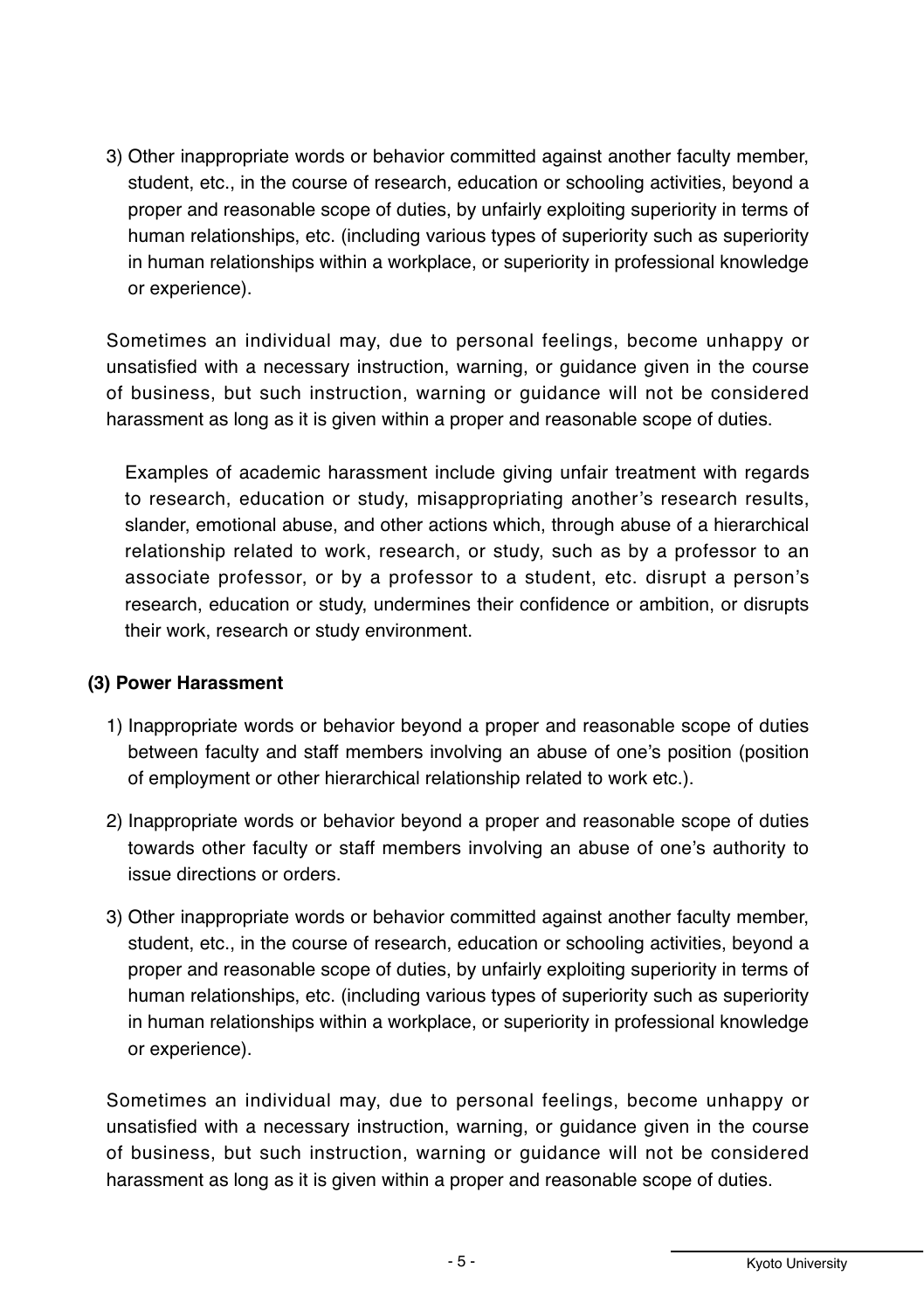3) Other inappropriate words or behavior committed against another faculty member, student, etc., in the course of research, education or schooling activities, beyond a proper and reasonable scope of duties, by unfairly exploiting superiority in terms of human relationships, etc. (including various types of superiority such as superiority in human relationships within a workplace, or superiority in professional knowledge or experience).

Sometimes an individual may, due to personal feelings, become unhappy or unsatisfied with a necessary instruction, warning, or guidance given in the course of business, but such instruction, warning or guidance will not be considered harassment as long as it is given within a proper and reasonable scope of duties.

Examples of academic harassment include giving unfair treatment with regards to research, education or study, misappropriating another's research results, slander, emotional abuse, and other actions which, through abuse of a hierarchical relationship related to work, research, or study, such as by a professor to an associate professor, or by a professor to a student, etc. disrupt a person's research, education or study, undermines their confidence or ambition, or disrupts their work, research or study environment.

### (3) Power Harassment

1) Inappropriate words or behavior beyond a proper and reasonable scope of duties between faculty and staff members involving an abuse of one's position (position of employment or other hierarchical relationship related to work etc.).

2) Inappropriate words or behavior beyond a proper and reasonable scope of duties towards other faculty or staff members involving an abuse of one's authority to issue directions or orders.

3) Other inappropriate words or behavior committed against another faculty member, student, etc., in the course of research, education or schooling activities, beyond a proper and reasonable scope of duties, by unfairly exploiting superiority in terms of human relationships, etc. (including various types of superiority such as superiority in human relationships within a workplace, or superiority in professional knowledge or experience).

Sometimes an individual may, due to personal feelings, become unhappy or unsatisfied with a necessary instruction, warning, or guidance given in the course of business, but such instruction, warning or guidance will not be considered harassment as long as it is given within a proper and reasonable scope of duties.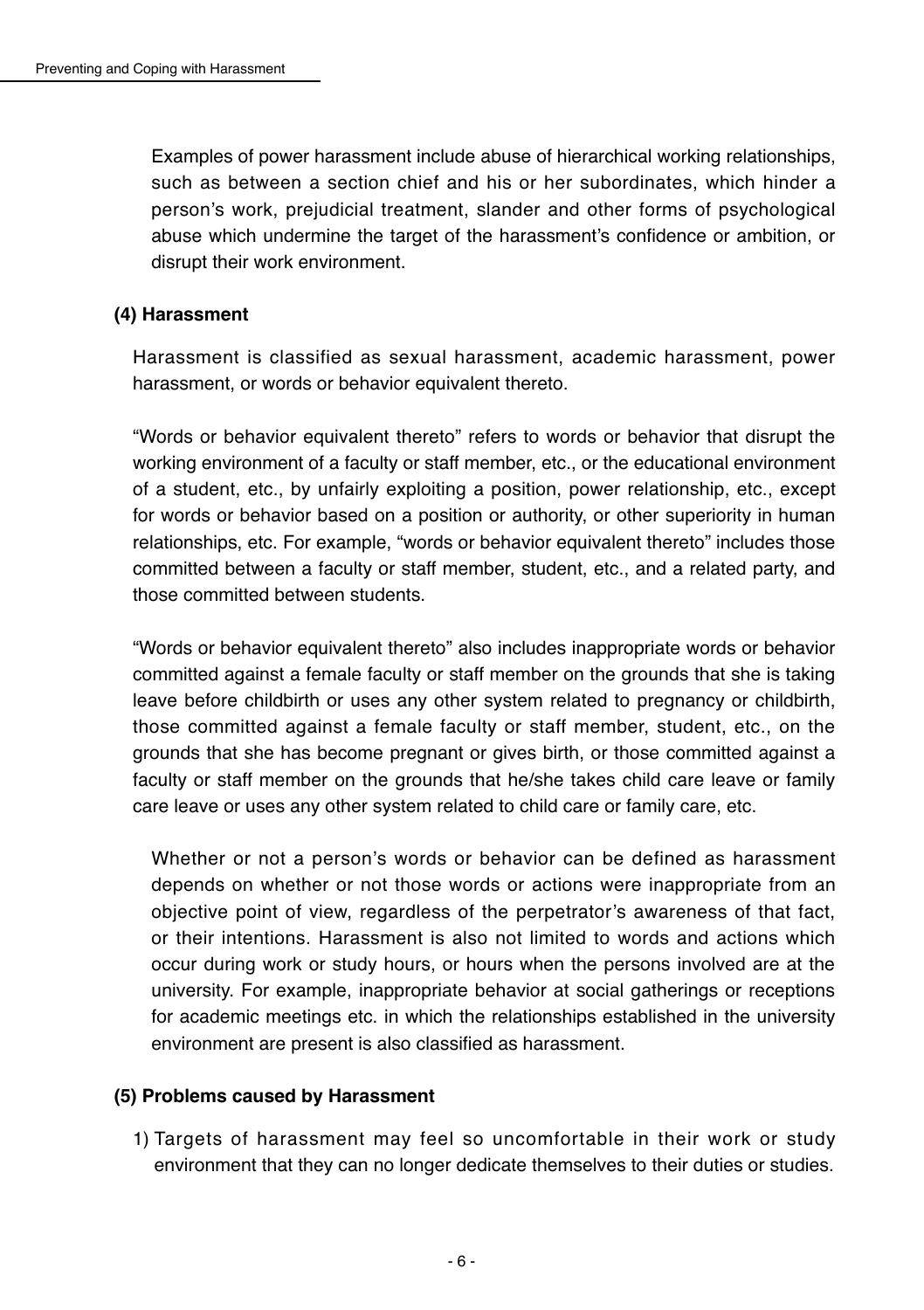Examples of power harassment include abuse of hierarchical working relationships, such as between a section chief and his or her subordinates, which hinder a person's work, prejudicial treatment, slander and other forms of psychological abuse which undermine the target of the harassment's confidence or ambition, or disrupt their work environment.

**(4) Harassment**

Harassment is classified as sexual harassment, academic harassment, power harassment, or words or behavior equivalent thereto.

"Words or behavior equivalent thereto" refers to words or behavior that disrupt the working environment of a faculty or staff member, etc., or the educational environment of a student, etc., by unfairly exploiting a position, power relationship, etc., except for words or behavior based on a position or authority, or other superiority in human relationships, etc. For example, "words or behavior equivalent thereto" includes those committed between a faculty or staff member, student, etc., and a related party, and those committed between students.

"Words or behavior equivalent thereto" also includes inappropriate words or behavior committed against a female faculty or staff member on the grounds that she is taking leave before childbirth or uses any other system related to pregnancy or childbirth, those committed against a female faculty or staff member, student, etc., on the grounds that she has become pregnant or gives birth, or those committed against a faculty or staff member on the grounds that he/she takes child care leave or family care leave or uses any other system related to child care or family care, etc.

Whether or not a person's words or behavior can be defined as harassment depends on whether or not those words or actions were inappropriate from an objective point of view, regardless of the perpetrator's awareness of that fact, or their intentions. Harassment is also not limited to words and actions which occur during work or study hours, or hours when the persons involved are at the university. For example, inappropriate behavior at social gatherings or receptions for academic meetings etc. in which the relationships established in the university environment are present is also classified as harassment.

**(5) Problems caused by Harassment**

1) Targets of harassment may feel so uncomfortable in their work or study environment that they can no longer dedicate themselves to their duties or studies.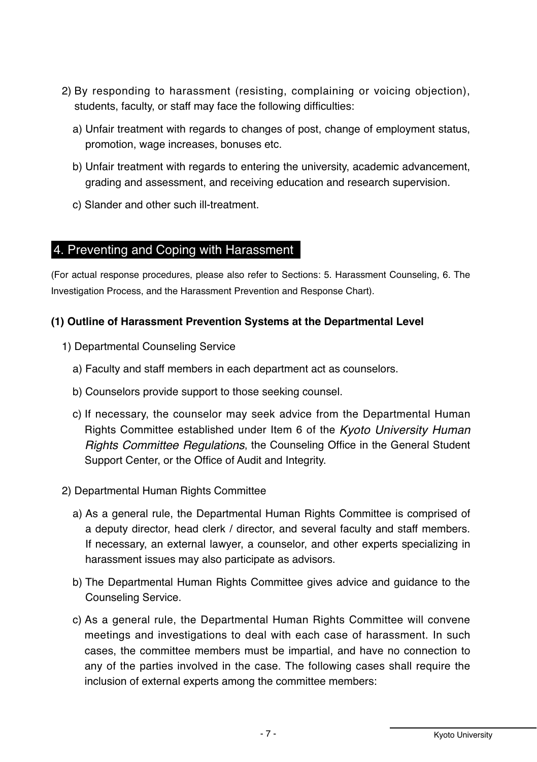2) By responding to harassment (resisting, complaining or voicing objection), students, faculty, or staff may face the following difficulties:

a) Unfair treatment with regards to changes of post, change of employment status, promotion, wage increases, bonuses etc.

b) Unfair treatment with regards to entering the university, academic advancement, grading and assessment, and receiving education and research supervision.

c) Slander and other such ill-treatment.

## 4. Preventing and Coping with Harassment

(For actual response procedures, please also refer to Sections: 5. Harassment Counseling, 6. The Investigation Process, and the Harassment Prevention and Response Chart).

### (1) Outline of Harassment Prevention Systems at the Departmental Level

1) Departmental Counseling Service

a) Faculty and staff members in each department act as counselors.

b) Counselors provide support to those seeking counsel.

c) If necessary, the counselor may seek advice from the Departmental Human Rights Committee established under Item 6 of the *Kyoto University Human Rights Committee Regulations*, the Counseling Office in the General Student Support Center, or the Office of Audit and Integrity.

2) Departmental Human Rights Committee

a) As a general rule, the Departmental Human Rights Committee is comprised of a deputy director, head clerk / director, and several faculty and staff members. If necessary, an external lawyer, a counselor, and other experts specializing in harassment issues may also participate as advisors.

b) The Departmental Human Rights Committee gives advice and guidance to the Counseling Service.

c) As a general rule, the Departmental Human Rights Committee will convene meetings and investigations to deal with each case of harassment. In such cases, the committee members must be impartial, and have no connection to any of the parties involved in the case. The following cases shall require the inclusion of external experts among the committee members: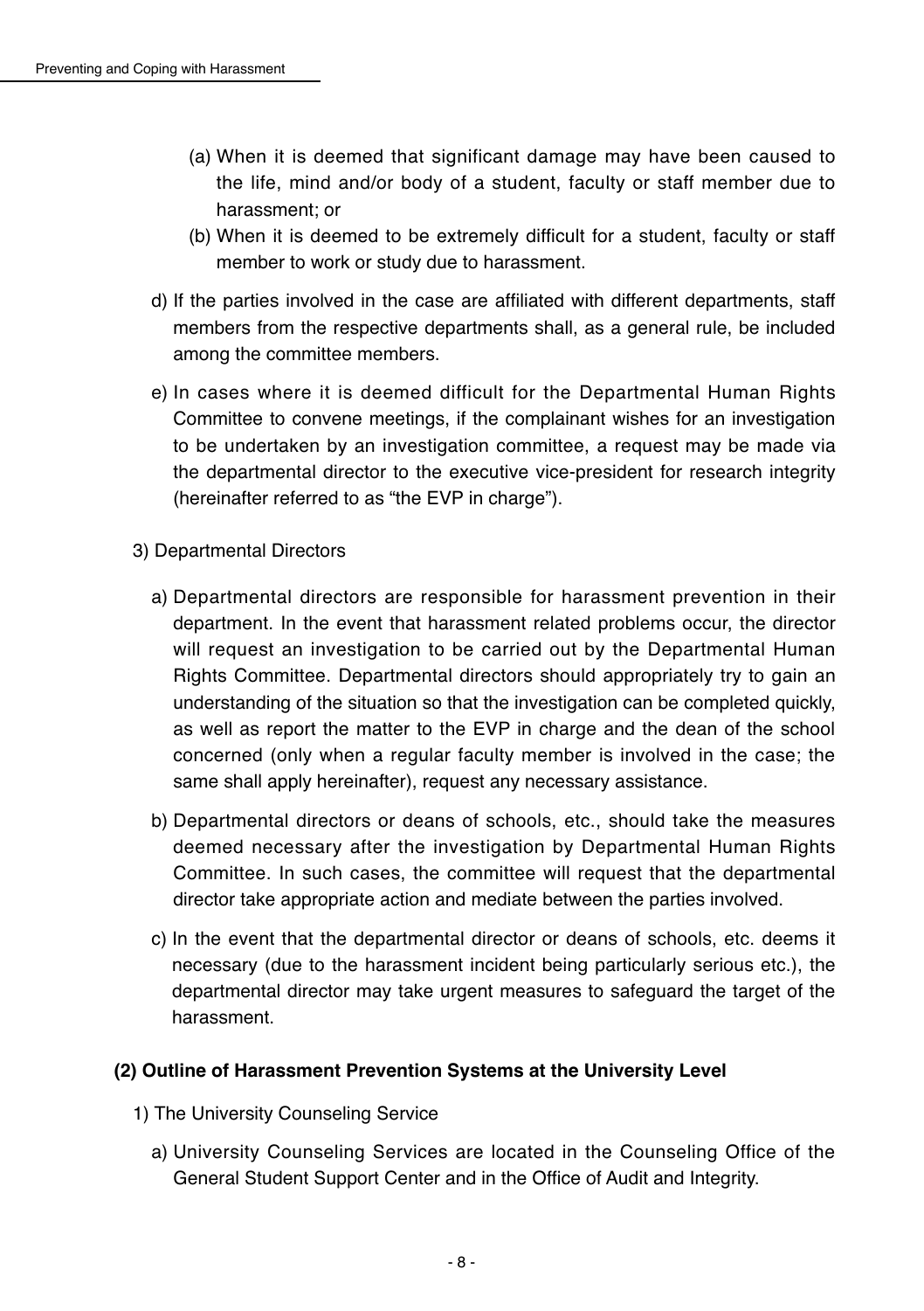(a) When it is deemed that significant damage may have been caused to the life, mind and/or body of a student, faculty or staff member due to harassment; or

(b) When it is deemed to be extremely difficult for a student, faculty or staff member to work or study due to harassment.

d) If the parties involved in the case are affiliated with different departments, staff members from the respective departments shall, as a general rule, be included among the committee members.

e) In cases where it is deemed difficult for the Departmental Human Rights Committee to convene meetings, if the complainant wishes for an investigation to be undertaken by an investigation committee, a request may be made via the departmental director to the executive vice-president for research integrity (hereinafter referred to as "the EVP in charge").

3) Departmental Directors

a) Departmental directors are responsible for harassment prevention in their department. In the event that harassment related problems occur, the director will request an investigation to be carried out by the Departmental Human Rights Committee. Departmental directors should appropriately try to gain an understanding of the situation so that the investigation can be completed quickly, as well as report the matter to the EVP in charge and the dean of the school concerned (only when a regular faculty member is involved in the case; the same shall apply hereinafter), request any necessary assistance.

b) Departmental directors or deans of schools, etc., should take the measures deemed necessary after the investigation by Departmental Human Rights Committee. In such cases, the committee will request that the departmental director take appropriate action and mediate between the parties involved.

c) In the event that the departmental director or deans of schools, etc. deems it necessary (due to the harassment incident being particularly serious etc.), the departmental director may take urgent measures to safeguard the target of the harassment.

**(2) Outline of Harassment Prevention Systems at the University Level**

1) The University Counseling Service

a) University Counseling Services are located in the Counseling Office of the General Student Support Center and in the Office of Audit and Integrity.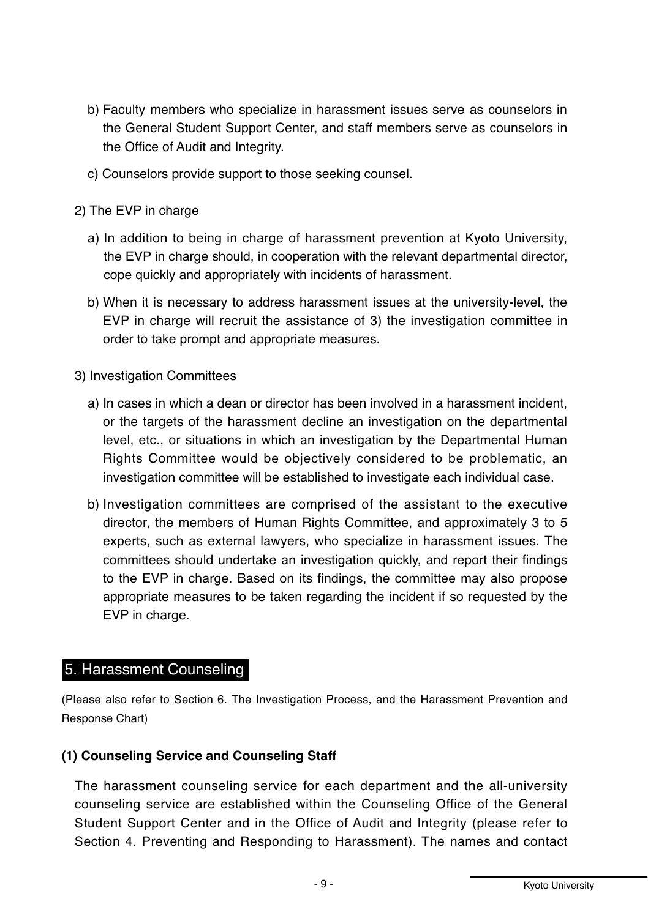b) Faculty members who specialize in harassment issues serve as counselors in the General Student Support Center, and staff members serve as counselors in the Office of Audit and Integrity.

c) Counselors provide support to those seeking counsel.

2) The EVP in charge

a) In addition to being in charge of harassment prevention at Kyoto University, the EVP in charge should, in cooperation with the relevant departmental director, cope quickly and appropriately with incidents of harassment.

b) When it is necessary to address harassment issues at the university-level, the EVP in charge will recruit the assistance of 3) the investigation committee in order to take prompt and appropriate measures.

3) Investigation Committees

a) In cases in which a dean or director has been involved in a harassment incident, or the targets of the harassment decline an investigation on the departmental level, etc., or situations in which an investigation by the Departmental Human Rights Committee would be objectively considered to be problematic, an investigation committee will be established to investigate each individual case.

b) Investigation committees are comprised of the assistant to the executive director, the members of Human Rights Committee, and approximately 3 to 5 experts, such as external lawyers, who specialize in harassment issues. The committees should undertake an investigation quickly, and report their findings to the EVP in charge. Based on its findings, the committee may also propose appropriate measures to be taken regarding the incident if so requested by the EVP in charge.

## 5. Harassment Counseling

(Please also refer to Section 6. The Investigation Process, and the Harassment Prevention and Response Chart)

### (1) Counseling Service and Counseling Staff

The harassment counseling service for each department and the all-university counseling service are established within the Counseling Office of the General Student Support Center and in the Office of Audit and Integrity (please refer to Section 4. Preventing and Responding to Harassment). The names and contact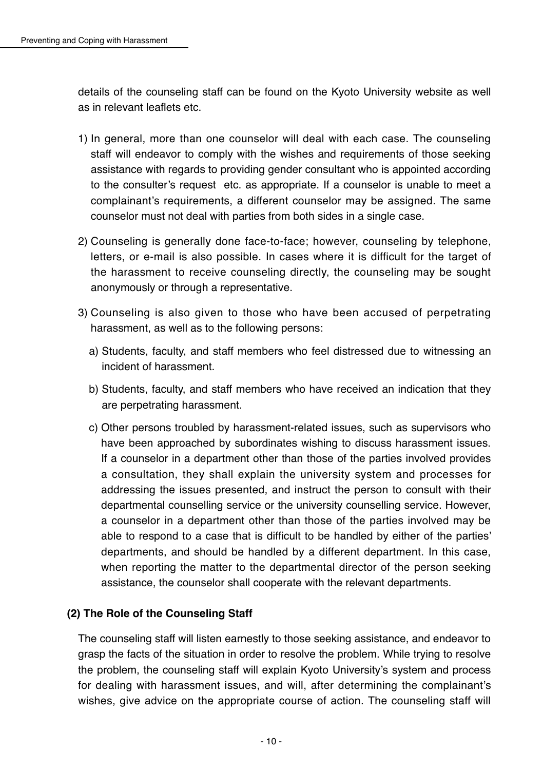details of the counseling staff can be found on the Kyoto University website as well as in relevant leaflets etc.

1) In general, more than one counselor will deal with each case. The counseling staff will endeavor to comply with the wishes and requirements of those seeking assistance with regards to providing gender consultant who is appointed according to the consulter's request etc. as appropriate. If a counselor is unable to meet a complainant's requirements, a different counselor may be assigned. The same counselor must not deal with parties from both sides in a single case.

2) Counseling is generally done face-to-face; however, counseling by telephone, letters, or e-mail is also possible. In cases where it is difficult for the target of the harassment to receive counseling directly, the counseling may be sought anonymously or through a representative.

3) Counseling is also given to those who have been accused of perpetrating harassment, as well as to the following persons:

   a) Students, faculty, and staff members who feel distressed due to witnessing an incident of harassment.

   b) Students, faculty, and staff members who have received an indication that they are perpetrating harassment.

   c) Other persons troubled by harassment-related issues, such as supervisors who have been approached by subordinates wishing to discuss harassment issues. If a counselor in a department other than those of the parties involved provides a consultation, they shall explain the university system and processes for addressing the issues presented, and instruct the person to consult with their departmental counselling service or the university counselling service. However, a counselor in a department other than those of the parties involved may be able to respond to a case that is difficult to be handled by either of the parties' departments, and should be handled by a different department. In this case, when reporting the matter to the departmental director of the person seeking assistance, the counselor shall cooperate with the relevant departments.

### (2) The Role of the Counseling Staff

The counseling staff will listen earnestly to those seeking assistance, and endeavor to grasp the facts of the situation in order to resolve the problem. While trying to resolve the problem, the counseling staff will explain Kyoto University's system and process for dealing with harassment issues, and will, after determining the complainant's wishes, give advice on the appropriate course of action. The counseling staff will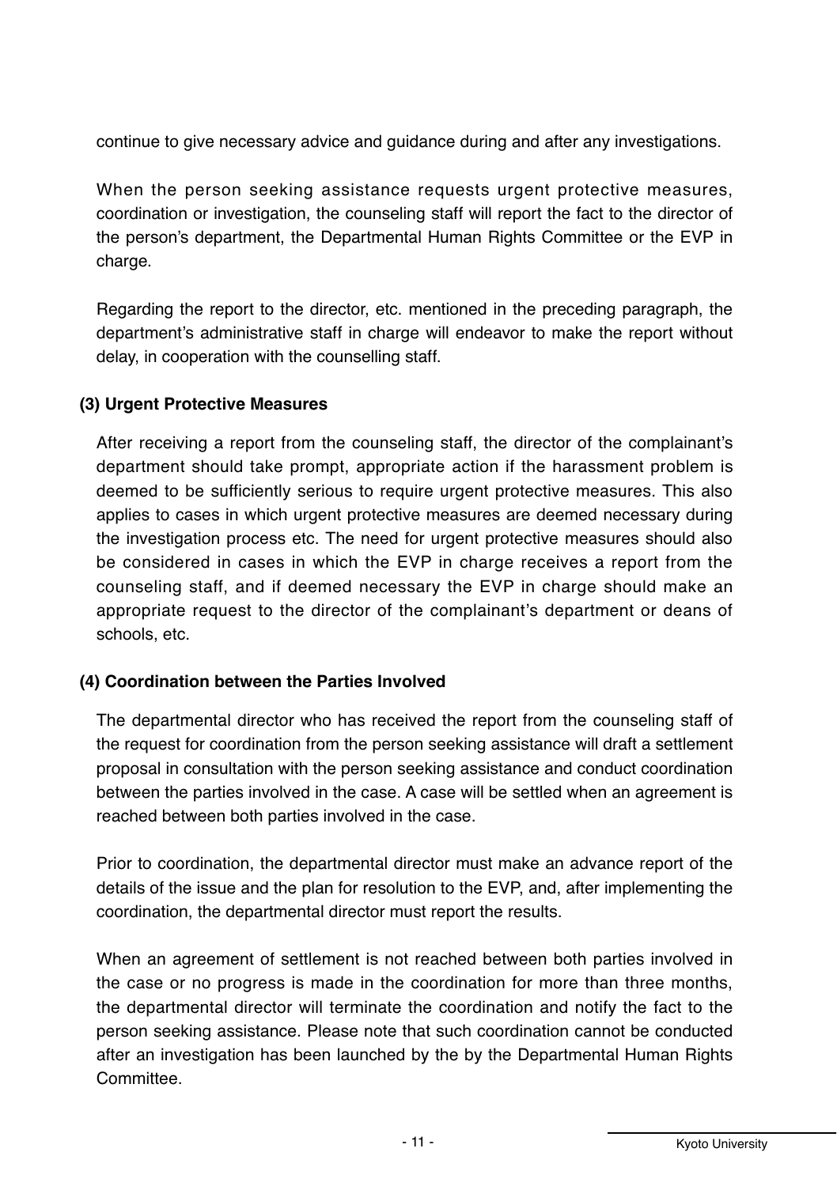continue to give necessary advice and guidance during and after any investigations.

When the person seeking assistance requests urgent protective measures, coordination or investigation, the counseling staff will report the fact to the director of the person's department, the Departmental Human Rights Committee or the EVP in charge.

Regarding the report to the director, etc. mentioned in the preceding paragraph, the department's administrative staff in charge will endeavor to make the report without delay, in cooperation with the counselling staff.

### (3) Urgent Protective Measures

After receiving a report from the counseling staff, the director of the complainant's department should take prompt, appropriate action if the harassment problem is deemed to be sufficiently serious to require urgent protective measures. This also applies to cases in which urgent protective measures are deemed necessary during the investigation process etc. The need for urgent protective measures should also be considered in cases in which the EVP in charge receives a report from the counseling staff, and if deemed necessary the EVP in charge should make an appropriate request to the director of the complainant's department or deans of schools, etc.

### (4) Coordination between the Parties Involved

The departmental director who has received the report from the counseling staff of the request for coordination from the person seeking assistance will draft a settlement proposal in consultation with the person seeking assistance and conduct coordination between the parties involved in the case. A case will be settled when an agreement is reached between both parties involved in the case.

Prior to coordination, the departmental director must make an advance report of the details of the issue and the plan for resolution to the EVP, and, after implementing the coordination, the departmental director must report the results.

When an agreement of settlement is not reached between both parties involved in the case or no progress is made in the coordination for more than three months, the departmental director will terminate the coordination and notify the fact to the person seeking assistance. Please note that such coordination cannot be conducted after an investigation has been launched by the by the Departmental Human Rights Committee.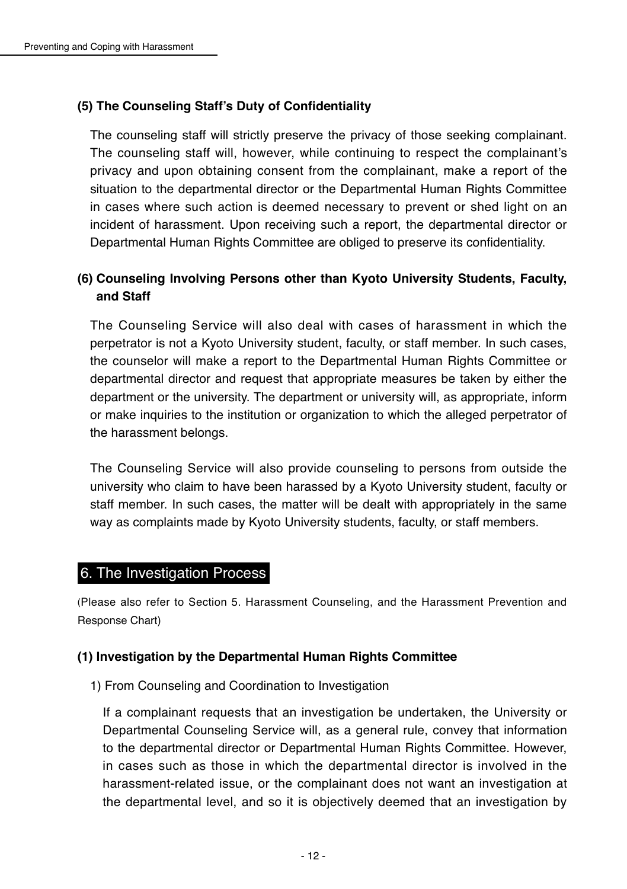### (5) The Counseling Staff's Duty of Confidentiality

The counseling staff will strictly preserve the privacy of those seeking complainant. The counseling staff will, however, while continuing to respect the complainant's privacy and upon obtaining consent from the complainant, make a report of the situation to the departmental director or the Departmental Human Rights Committee in cases where such action is deemed necessary to prevent or shed light on an incident of harassment. Upon receiving such a report, the departmental director or Departmental Human Rights Committee are obliged to preserve its confidentiality.

### (6) Counseling Involving Persons other than Kyoto University Students, Faculty, and Staff

The Counseling Service will also deal with cases of harassment in which the perpetrator is not a Kyoto University student, faculty, or staff member. In such cases, the counselor will make a report to the Departmental Human Rights Committee or departmental director and request that appropriate measures be taken by either the department or the university. The department or university will, as appropriate, inform or make inquiries to the institution or organization to which the alleged perpetrator of the harassment belongs.

The Counseling Service will also provide counseling to persons from outside the university who claim to have been harassed by a Kyoto University student, faculty or staff member. In such cases, the matter will be dealt with appropriately in the same way as complaints made by Kyoto University students, faculty, or staff members.

## 6. The Investigation Process

(Please also refer to Section 5. Harassment Counseling, and the Harassment Prevention and Response Chart)

### (1) Investigation by the Departmental Human Rights Committee

1) From Counseling and Coordination to Investigation

If a complainant requests that an investigation be undertaken, the University or Departmental Counseling Service will, as a general rule, convey that information to the departmental director or Departmental Human Rights Committee. However, in cases such as those in which the departmental director is involved in the harassment-related issue, or the complainant does not want an investigation at the departmental level, and so it is objectively deemed that an investigation by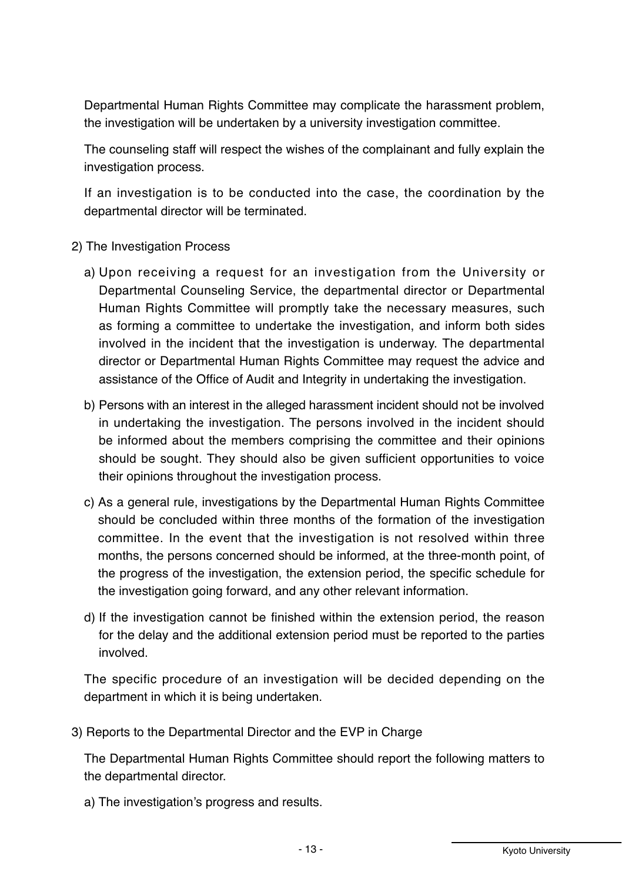Departmental Human Rights Committee may complicate the harassment problem, the investigation will be undertaken by a university investigation committee.

The counseling staff will respect the wishes of the complainant and fully explain the investigation process.

If an investigation is to be conducted into the case, the coordination by the departmental director will be terminated.

2) The Investigation Process

a) Upon receiving a request for an investigation from the University or Departmental Counseling Service, the departmental director or Departmental Human Rights Committee will promptly take the necessary measures, such as forming a committee to undertake the investigation, and inform both sides involved in the incident that the investigation is underway. The departmental director or Departmental Human Rights Committee may request the advice and assistance of the Office of Audit and Integrity in undertaking the investigation.

b) Persons with an interest in the alleged harassment incident should not be involved in undertaking the investigation. The persons involved in the incident should be informed about the members comprising the committee and their opinions should be sought. They should also be given sufficient opportunities to voice their opinions throughout the investigation process.

c) As a general rule, investigations by the Departmental Human Rights Committee should be concluded within three months of the formation of the investigation committee. In the event that the investigation is not resolved within three months, the persons concerned should be informed, at the three-month point, of the progress of the investigation, the extension period, the specific schedule for the investigation going forward, and any other relevant information.

d) If the investigation cannot be finished within the extension period, the reason for the delay and the additional extension period must be reported to the parties involved.

The specific procedure of an investigation will be decided depending on the department in which it is being undertaken.

3) Reports to the Departmental Director and the EVP in Charge

The Departmental Human Rights Committee should report the following matters to the departmental director.

a) The investigation's progress and results.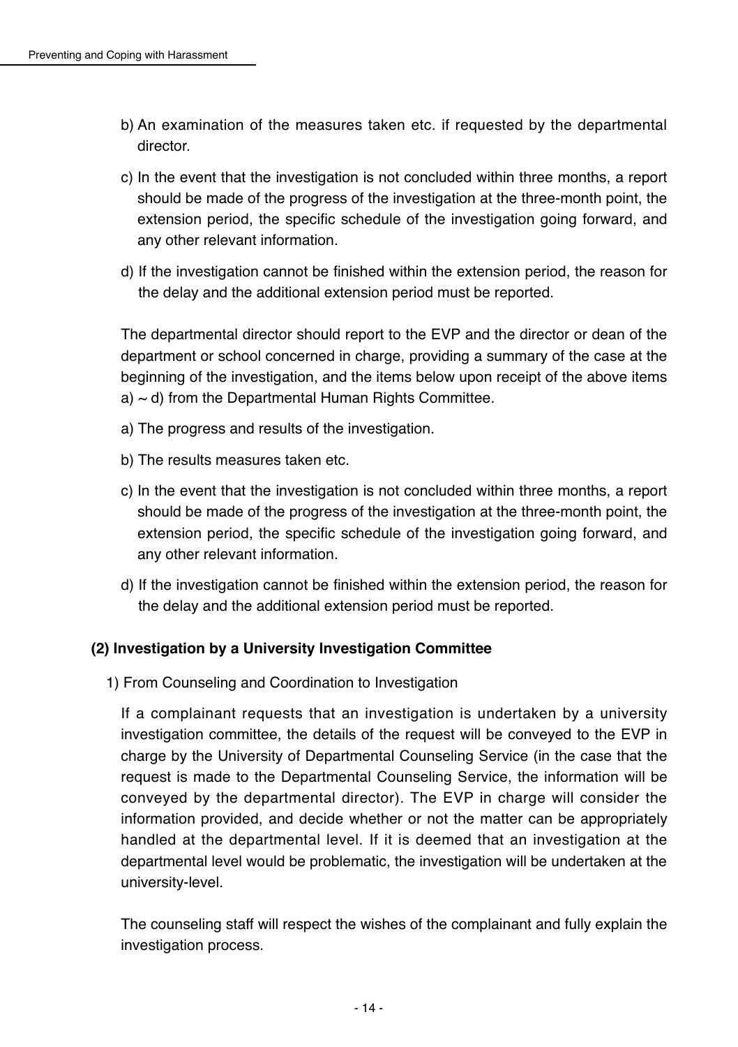b) An examination of the measures taken etc. if requested by the departmental director.

c) In the event that the investigation is not concluded within three months, a report should be made of the progress of the investigation at the three-month point, the extension period, the specific schedule of the investigation going forward, and any other relevant information.

d) If the investigation cannot be finished within the extension period, the reason for the delay and the additional extension period must be reported.

The departmental director should report to the EVP and the director or dean of the department or school concerned in charge, providing a summary of the case at the beginning of the investigation, and the items below upon receipt of the above items a) ~ d) from the Departmental Human Rights Committee.

a) The progress and results of the investigation.

b) The results measures taken etc.

c) In the event that the investigation is not concluded within three months, a report should be made of the progress of the investigation at the three-month point, the extension period, the specific schedule of the investigation going forward, and any other relevant information.

d) If the investigation cannot be finished within the extension period, the reason for the delay and the additional extension period must be reported.

**(2) Investigation by a University Investigation Committee**

1) From Counseling and Coordination to Investigation

If a complainant requests that an investigation is undertaken by a university investigation committee, the details of the request will be conveyed to the EVP in charge by the University of Departmental Counseling Service (in the case that the request is made to the Departmental Counseling Service, the information will be conveyed by the departmental director). The EVP in charge will consider the information provided, and decide whether or not the matter can be appropriately handled at the departmental level. If it is deemed that an investigation at the departmental level would be problematic, the investigation will be undertaken at the university-level.

The counseling staff will respect the wishes of the complainant and fully explain the investigation process.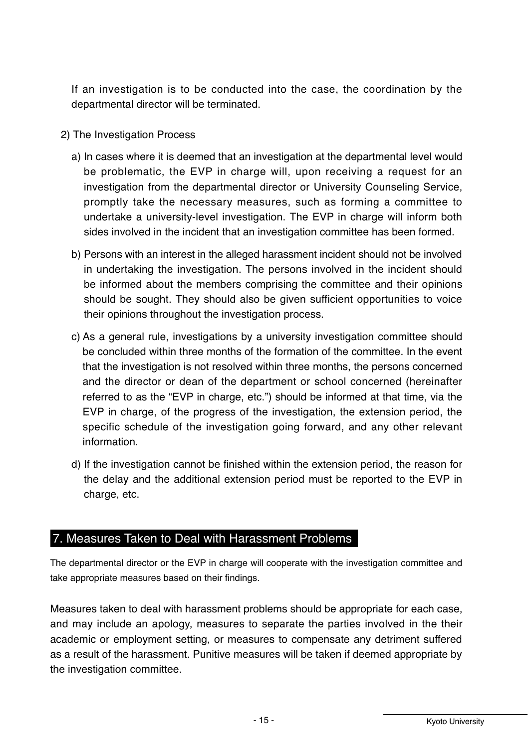If an investigation is to be conducted into the case, the coordination by the departmental director will be terminated.

2) The Investigation Process

a) In cases where it is deemed that an investigation at the departmental level would be problematic, the EVP in charge will, upon receiving a request for an investigation from the departmental director or University Counseling Service, promptly take the necessary measures, such as forming a committee to undertake a university-level investigation. The EVP in charge will inform both sides involved in the incident that an investigation committee has been formed.

b) Persons with an interest in the alleged harassment incident should not be involved in undertaking the investigation. The persons involved in the incident should be informed about the members comprising the committee and their opinions should be sought. They should also be given sufficient opportunities to voice their opinions throughout the investigation process.

c) As a general rule, investigations by a university investigation committee should be concluded within three months of the formation of the committee. In the event that the investigation is not resolved within three months, the persons concerned and the director or dean of the department or school concerned (hereinafter referred to as the "EVP in charge, etc.") should be informed at that time, via the EVP in charge, of the progress of the investigation, the extension period, the specific schedule of the investigation going forward, and any other relevant information.

d) If the investigation cannot be finished within the extension period, the reason for the delay and the additional extension period must be reported to the EVP in charge, etc.

## 7. Measures Taken to Deal with Harassment Problems

The departmental director or the EVP in charge will cooperate with the investigation committee and take appropriate measures based on their findings.

Measures taken to deal with harassment problems should be appropriate for each case, and may include an apology, measures to separate the parties involved in the their academic or employment setting, or measures to compensate any detriment suffered as a result of the harassment. Punitive measures will be taken if deemed appropriate by the investigation committee.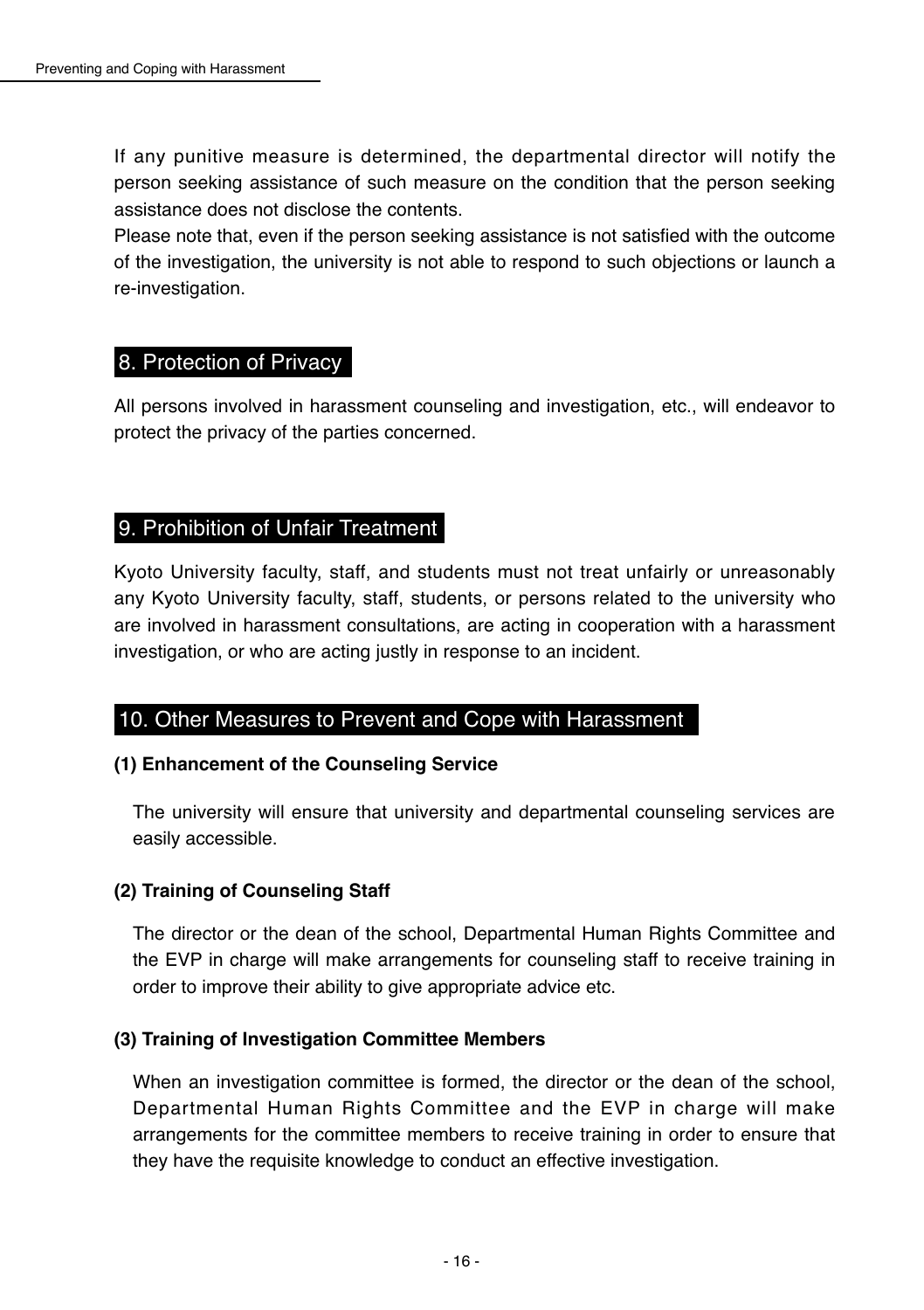If any punitive measure is determined, the departmental director will notify the person seeking assistance of such measure on the condition that the person seeking assistance does not disclose the contents.

Please note that, even if the person seeking assistance is not satisfied with the outcome of the investigation, the university is not able to respond to such objections or launch a re-investigation.

## 8. Protection of Privacy

All persons involved in harassment counseling and investigation, etc., will endeavor to protect the privacy of the parties concerned.

## 9. Prohibition of Unfair Treatment

Kyoto University faculty, staff, and students must not treat unfairly or unreasonably any Kyoto University faculty, staff, students, or persons related to the university who are involved in harassment consultations, are acting in cooperation with a harassment investigation, or who are acting justly in response to an incident.

## 10. Other Measures to Prevent and Cope with Harassment

### (1) Enhancement of the Counseling Service

The university will ensure that university and departmental counseling services are easily accessible.

### (2) Training of Counseling Staff

The director or the dean of the school, Departmental Human Rights Committee and the EVP in charge will make arrangements for counseling staff to receive training in order to improve their ability to give appropriate advice etc.

### (3) Training of Investigation Committee Members

When an investigation committee is formed, the director or the dean of the school, Departmental Human Rights Committee and the EVP in charge will make arrangements for the committee members to receive training in order to ensure that they have the requisite knowledge to conduct an effective investigation.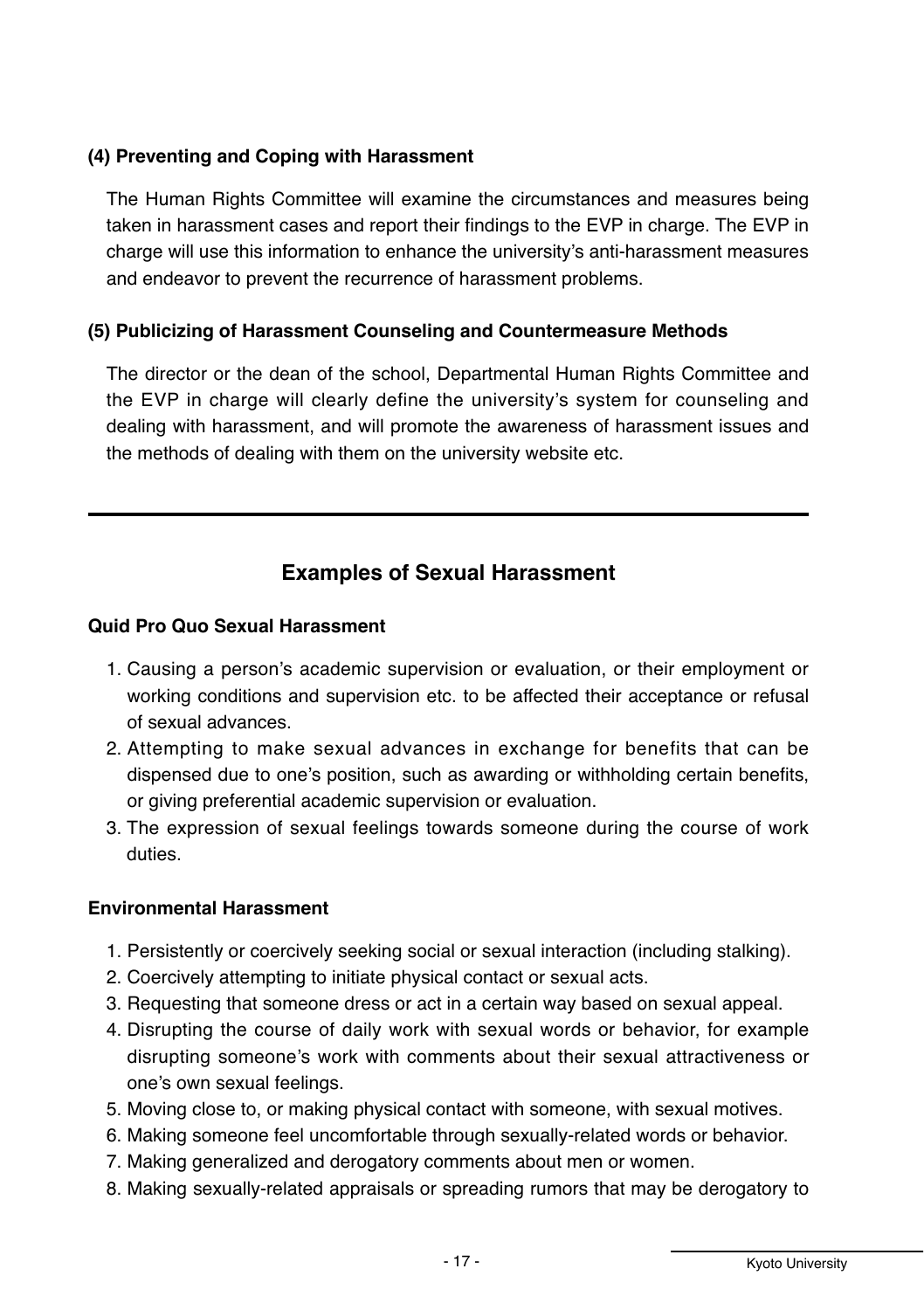**(4) Preventing and Coping with Harassment**

The Human Rights Committee will examine the circumstances and measures being taken in harassment cases and report their findings to the EVP in charge. The EVP in charge will use this information to enhance the university's anti-harassment measures and endeavor to prevent the recurrence of harassment problems.

**(5) Publicizing of Harassment Counseling and Countermeasure Methods**

The director or the dean of the school, Departmental Human Rights Committee and the EVP in charge will clearly define the university's system for counseling and dealing with harassment, and will promote the awareness of harassment issues and the methods of dealing with them on the university website etc.

---

## Examples of Sexual Harassment

**Quid Pro Quo Sexual Harassment**

1. Causing a person's academic supervision or evaluation, or their employment or working conditions and supervision etc. to be affected their acceptance or refusal of sexual advances.
2. Attempting to make sexual advances in exchange for benefits that can be dispensed due to one's position, such as awarding or withholding certain benefits, or giving preferential academic supervision or evaluation.
3. The expression of sexual feelings towards someone during the course of work duties.

**Environmental Harassment**

1. Persistently or coercively seeking social or sexual interaction (including stalking).
2. Coercively attempting to initiate physical contact or sexual acts.
3. Requesting that someone dress or act in a certain way based on sexual appeal.
4. Disrupting the course of daily work with sexual words or behavior, for example disrupting someone's work with comments about their sexual attractiveness or one's own sexual feelings.
5. Moving close to, or making physical contact with someone, with sexual motives.
6. Making someone feel uncomfortable through sexually-related words or behavior.
7. Making generalized and derogatory comments about men or women.
8. Making sexually-related appraisals or spreading rumors that may be derogatory to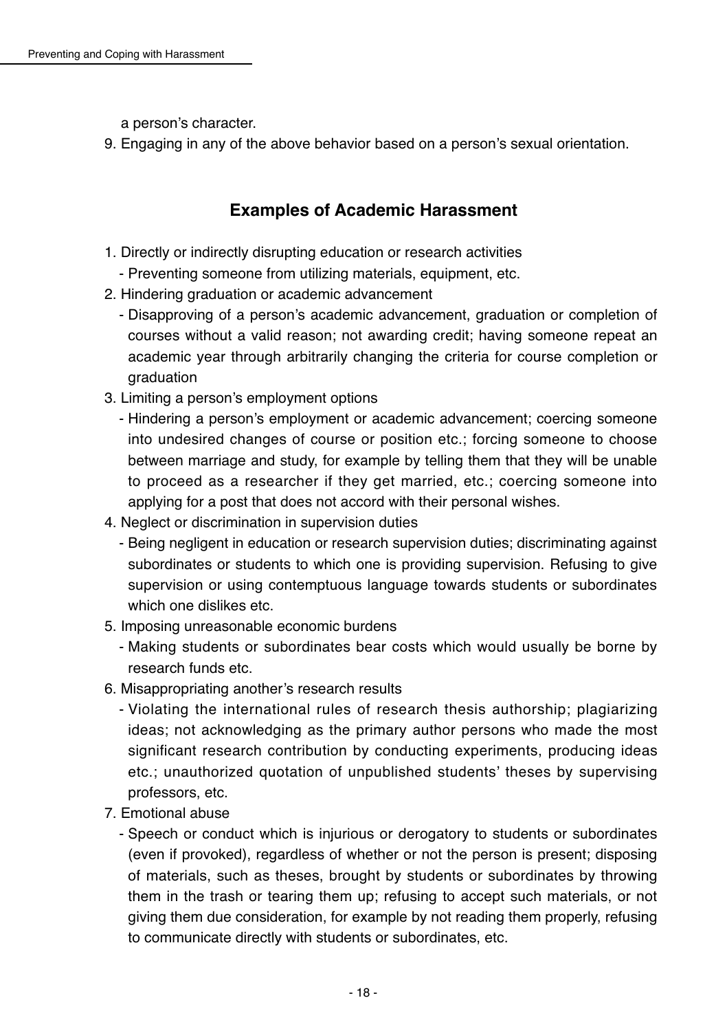a person's character.

9. Engaging in any of the above behavior based on a person's sexual orientation.

## Examples of Academic Harassment

1. Directly or indirectly disrupting education or research activities
   - Preventing someone from utilizing materials, equipment, etc.
2. Hindering graduation or academic advancement
   - Disapproving of a person's academic advancement, graduation or completion of courses without a valid reason; not awarding credit; having someone repeat an academic year through arbitrarily changing the criteria for course completion or graduation
3. Limiting a person's employment options
   - Hindering a person's employment or academic advancement; coercing someone into undesired changes of course or position etc.; forcing someone to choose between marriage and study, for example by telling them that they will be unable to proceed as a researcher if they get married, etc.; coercing someone into applying for a post that does not accord with their personal wishes.
4. Neglect or discrimination in supervision duties
   - Being negligent in education or research supervision duties; discriminating against subordinates or students to which one is providing supervision. Refusing to give supervision or using contemptuous language towards students or subordinates which one dislikes etc.
5. Imposing unreasonable economic burdens
   - Making students or subordinates bear costs which would usually be borne by research funds etc.
6. Misappropriating another's research results
   - Violating the international rules of research thesis authorship; plagiarizing ideas; not acknowledging as the primary author persons who made the most significant research contribution by conducting experiments, producing ideas etc.; unauthorized quotation of unpublished students' theses by supervising professors, etc.
7. Emotional abuse
   - Speech or conduct which is injurious or derogatory to students or subordinates (even if provoked), regardless of whether or not the person is present; disposing of materials, such as theses, brought by students or subordinates by throwing them in the trash or tearing them up; refusing to accept such materials, or not giving them due consideration, for example by not reading them properly, refusing to communicate directly with students or subordinates, etc.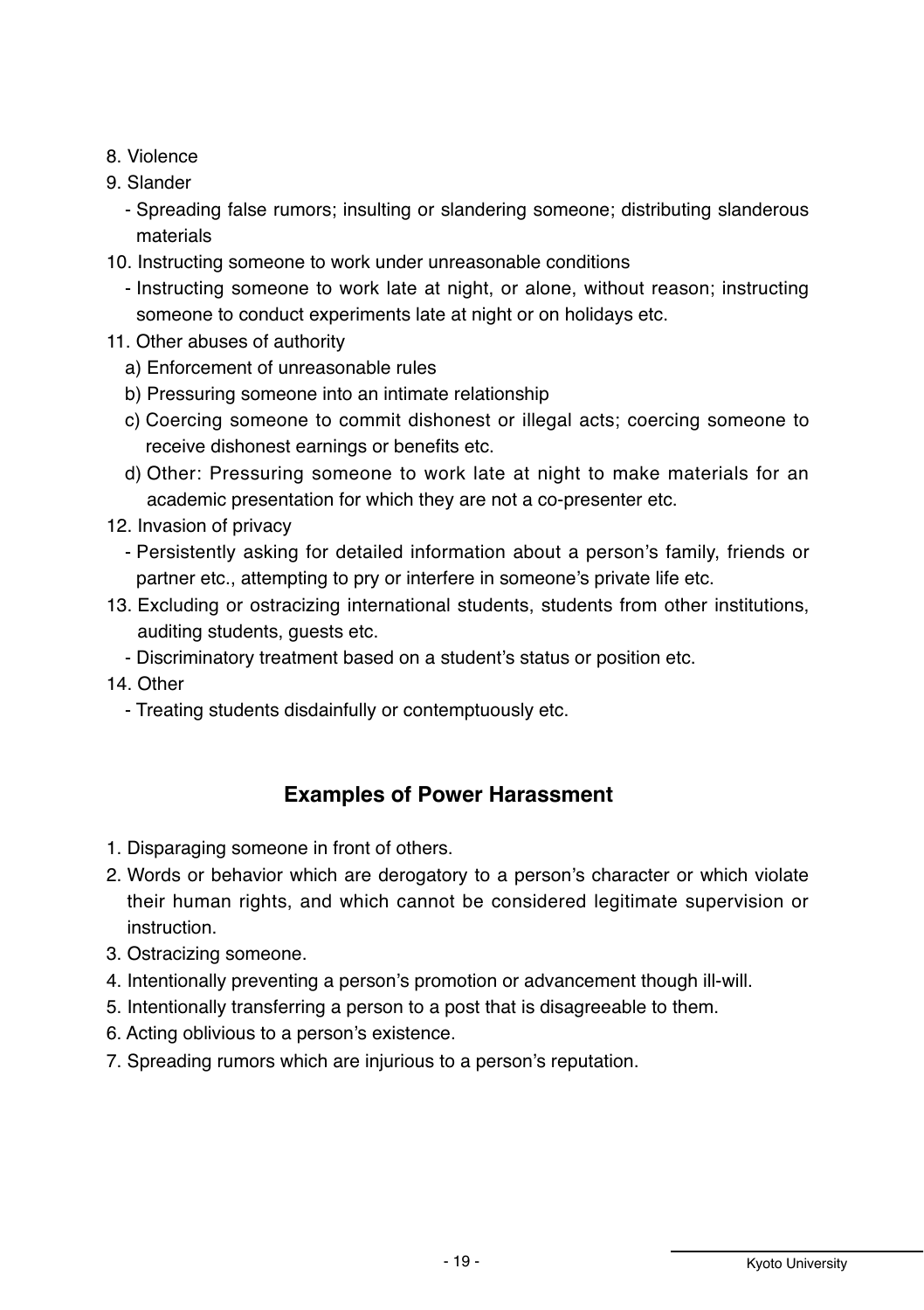8. Violence
9. Slander
   - Spreading false rumors; insulting or slandering someone; distributing slanderous materials
10. Instructing someone to work under unreasonable conditions
    - Instructing someone to work late at night, or alone, without reason; instructing someone to conduct experiments late at night or on holidays etc.
11. Other abuses of authority
    a) Enforcement of unreasonable rules
    b) Pressuring someone into an intimate relationship
    c) Coercing someone to commit dishonest or illegal acts; coercing someone to receive dishonest earnings or benefits etc.
    d) Other: Pressuring someone to work late at night to make materials for an academic presentation for which they are not a co-presenter etc.
12. Invasion of privacy
    - Persistently asking for detailed information about a person's family, friends or partner etc., attempting to pry or interfere in someone's private life etc.
13. Excluding or ostracizing international students, students from other institutions, auditing students, guests etc.
    - Discriminatory treatment based on a student's status or position etc.
14. Other
    - Treating students disdainfully or contemptuously etc.

## Examples of Power Harassment

1. Disparaging someone in front of others.
2. Words or behavior which are derogatory to a person's character or which violate their human rights, and which cannot be considered legitimate supervision or instruction.
3. Ostracizing someone.
4. Intentionally preventing a person's promotion or advancement though ill-will.
5. Intentionally transferring a person to a post that is disagreeable to them.
6. Acting oblivious to a person's existence.
7. Spreading rumors which are injurious to a person's reputation.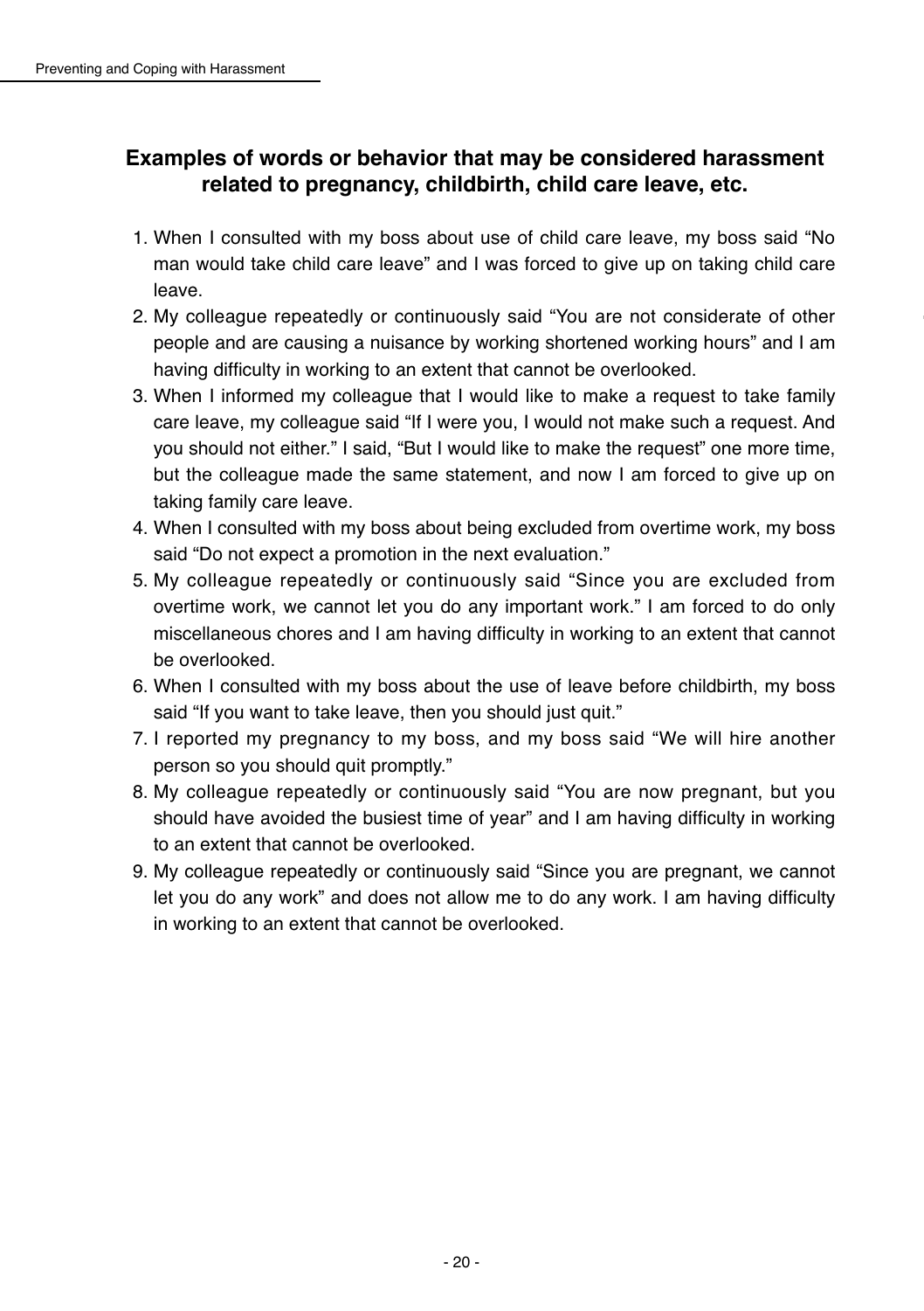## Examples of words or behavior that may be considered harassment related to pregnancy, childbirth, child care leave, etc.

1. When I consulted with my boss about use of child care leave, my boss said “No man would take child care leave” and I was forced to give up on taking child care leave.
2. My colleague repeatedly or continuously said “You are not considerate of other people and are causing a nuisance by working shortened working hours” and I am having difficulty in working to an extent that cannot be overlooked.
3. When I informed my colleague that I would like to make a request to take family care leave, my colleague said “If I were you, I would not make such a request. And you should not either.” I said, “But I would like to make the request” one more time, but the colleague made the same statement, and now I am forced to give up on taking family care leave.
4. When I consulted with my boss about being excluded from overtime work, my boss said “Do not expect a promotion in the next evaluation.”
5. My colleague repeatedly or continuously said “Since you are excluded from overtime work, we cannot let you do any important work.” I am forced to do only miscellaneous chores and I am having difficulty in working to an extent that cannot be overlooked.
6. When I consulted with my boss about the use of leave before childbirth, my boss said “If you want to take leave, then you should just quit.”
7. I reported my pregnancy to my boss, and my boss said “We will hire another person so you should quit promptly.”
8. My colleague repeatedly or continuously said “You are now pregnant, but you should have avoided the busiest time of year” and I am having difficulty in working to an extent that cannot be overlooked.
9. My colleague repeatedly or continuously said “Since you are pregnant, we cannot let you do any work” and does not allow me to do any work. I am having difficulty in working to an extent that cannot be overlooked.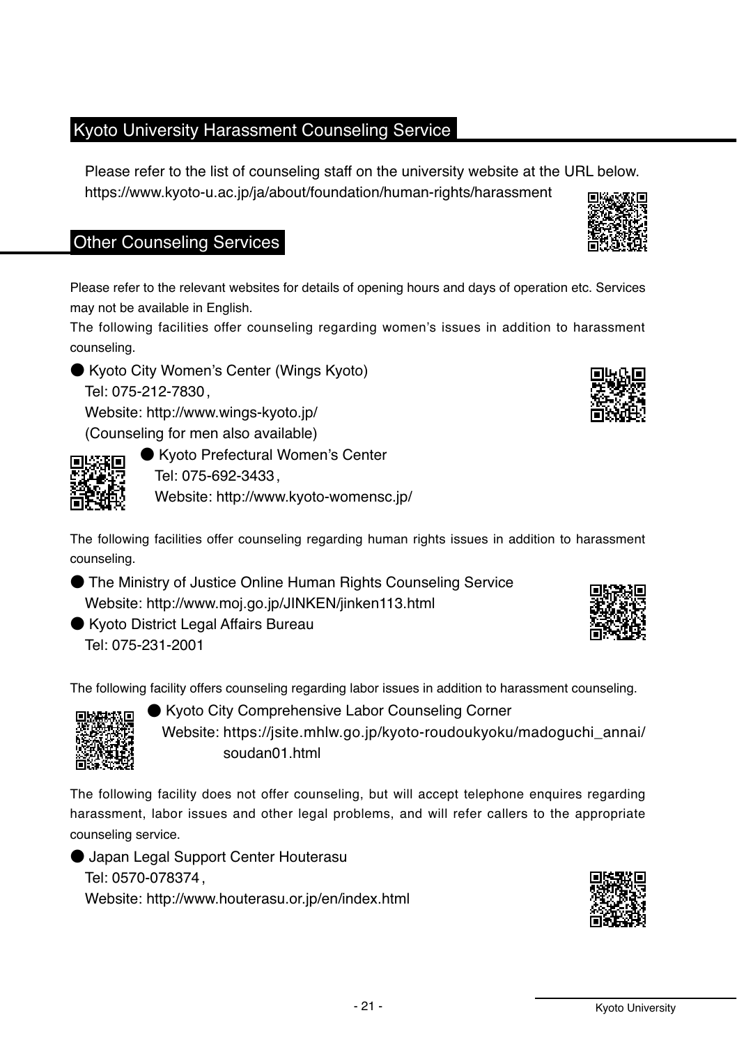## Kyoto University Harassment Counseling Service

Please refer to the list of counseling staff on the university website at the URL below.
https://www.kyoto-u.ac.jp/ja/about/foundation/human-rights/harassment

## Other Counseling Services

Please refer to the relevant websites for details of opening hours and days of operation etc. Services may not be available in English.
The following facilities offer counseling regarding women's issues in addition to harassment counseling.

- Kyoto City Women's Center (Wings Kyoto)
  Tel: 075-212-7830,
  Website: http://www.wings-kyoto.jp/
  (Counseling for men also available)
- Kyoto Prefectural Women's Center
  Tel: 075-692-3433,
  Website: http://www.kyoto-womensc.jp/

The following facilities offer counseling regarding human rights issues in addition to harassment counseling.

- The Ministry of Justice Online Human Rights Counseling Service
  Website: http://www.moj.go.jp/JINKEN/jinken113.html
- Kyoto District Legal Affairs Bureau
  Tel: 075-231-2001

The following facility offers counseling regarding labor issues in addition to harassment counseling.

- Kyoto City Comprehensive Labor Counseling Corner
  Website: https://jsite.mhlw.go.jp/kyoto-roudoukyoku/madoguchi_annai/soudan01.html

The following facility does not offer counseling, but will accept telephone enquires regarding harassment, labor issues and other legal problems, and will refer callers to the appropriate counseling service.

- Japan Legal Support Center Houterasu
  Tel: 0570-078374,
  Website: http://www.houterasu.or.jp/en/index.html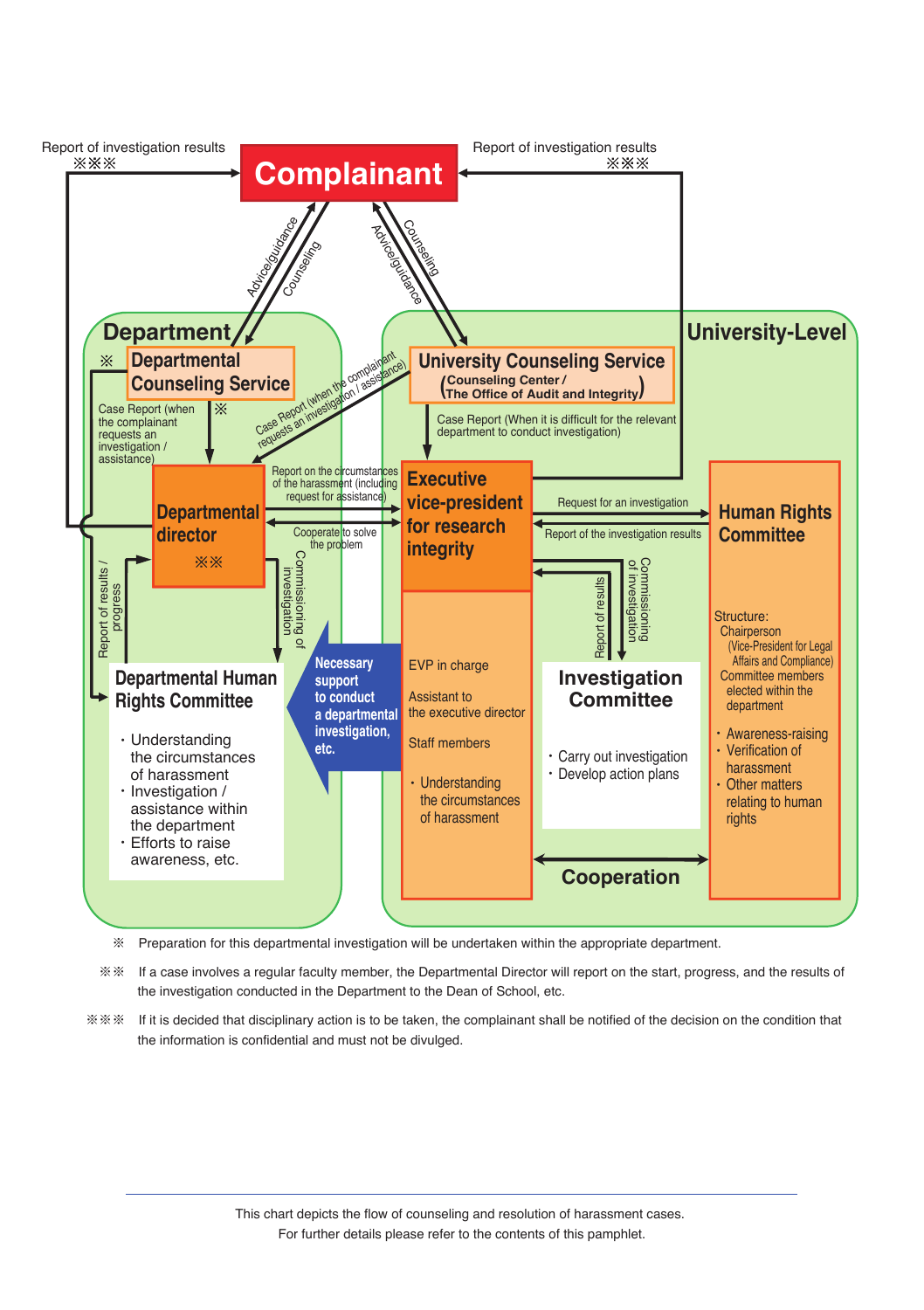Report of investigation results ※※※

**Complainant**

Report of investigation results ※※※

Advice/guidance | Counseling

Counseling | Advice/guidance

## Department

※ **Departmental Counseling Service**

Case Report (when the complainant requests an investigation / assistance)

※

Case Report (when the complainant requests an investigation / assistance)

**Departmental director** ※※

Report on the circumstances of the harassment (including request for assistance)

Cooperate to solve the problem

Commissioning of investigation

Report of results / progress

**Departmental Human Rights Committee**

- Understanding the circumstances of harassment
- Investigation / assistance within the department
- Efforts to raise awareness, etc.

**Necessary support to conduct a departmental investigation, etc.**

## University-Level

**University Counseling Service** (Counseling Center / The Office of Audit and Integrity)

Case Report (When it is difficult for the relevant department to conduct investigation)

**Executive vice-president for research integrity**

EVP in charge

Assistant to the executive director

Staff members

- Understanding the circumstances of harassment

Request for an investigation

Report of the investigation results

Report of results

Commissioning of investigation

**Investigation Committee**

- Carry out investigation
- Develop action plans

**Human Rights Committee**

Structure:
Chairperson
(Vice-President for Legal Affairs and Compliance)
Committee members elected within the department

- Awareness-raising
- Verification of harassment
- Other matters relating to human rights

**Cooperation**

※ Preparation for this departmental investigation will be undertaken within the appropriate department.

※※ If a case involves a regular faculty member, the Departmental Director will report on the start, progress, and the results of the investigation conducted in the Department to the Dean of School, etc.

※※※ If it is decided that disciplinary action is to be taken, the complainant shall be notified of the decision on the condition that the information is confidential and must not be divulged.

---

This chart depicts the flow of counseling and resolution of harassment cases.
For further details please refer to the contents of this pamphlet.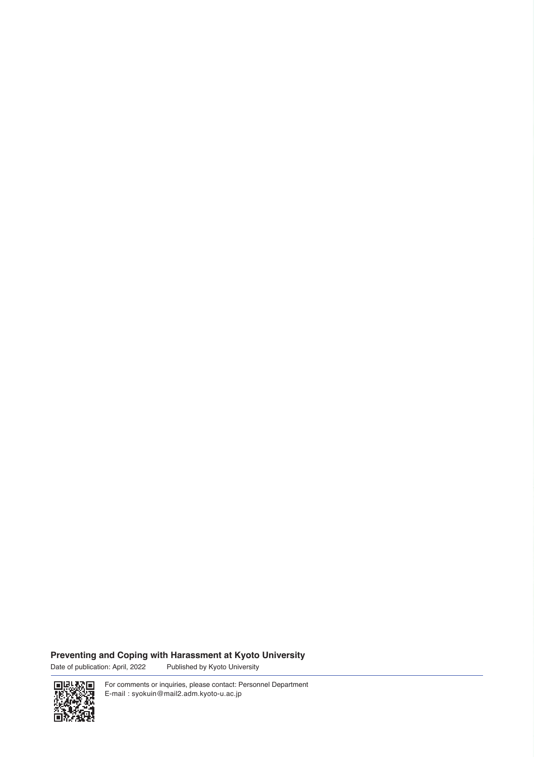**Preventing and Coping with Harassment at Kyoto University**

Date of publication: April, 2022 Published by Kyoto University

For comments or inquiries, please contact: Personnel Department
E-mail : syokuin@mail2.adm.kyoto-u.ac.jp